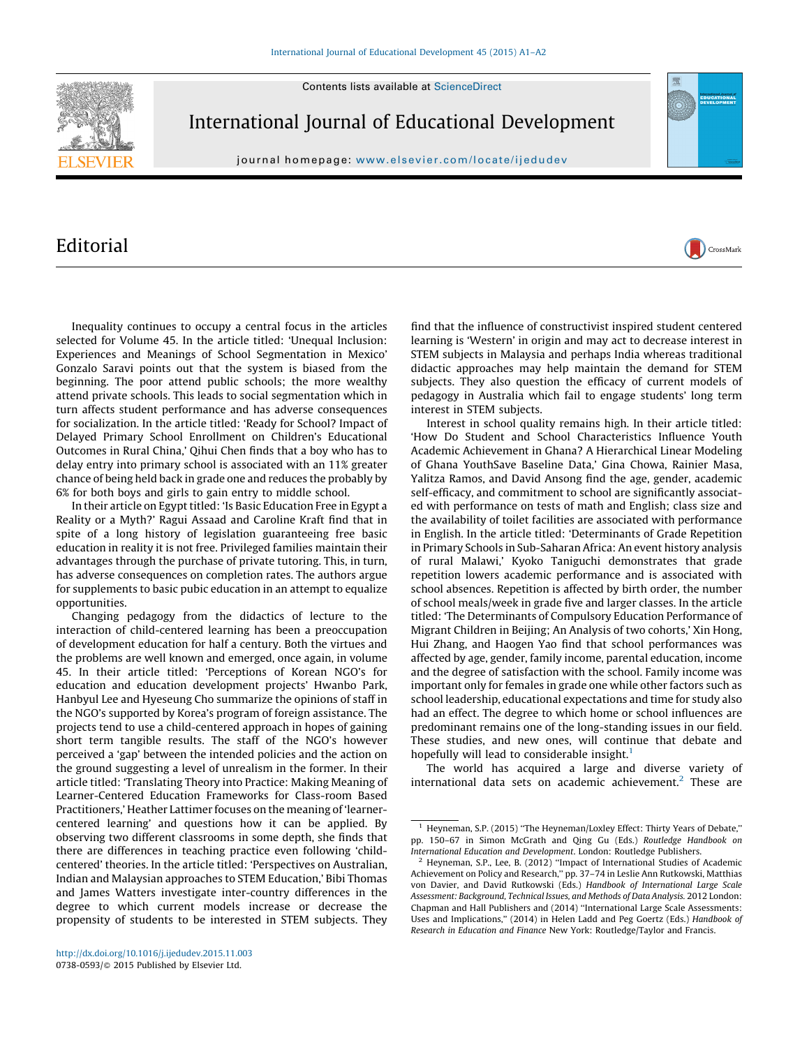# Editorial

Inequality continues to occupy a central focus in the articles selected for Volume 45. In the article titled: 'Unequal Inclusion: Experiences and Meanings of School Segmentation in Mexico' Gonzalo Saravi points out that the system is biased from the beginning. The poor attend public schools; the more wealthy attend private schools. This leads to social segmentation which in turn affects student performance and has adverse consequences for socialization. In the article titled: 'Ready for School? Impact of Delayed Primary School Enrollment on Children's Educational Outcomes in Rural China,' Qihui Chen finds that a boy who has to delay entry into primary school is associated with an 11% greater chance of being held back in grade one and reduces the probably by 6% for both boys and girls to gain entry to middle school.

In their article on Egypt titled: 'Is Basic Education Free in Egypt a Reality or a Myth?' Ragui Assaad and Caroline Kraft find that in spite of a long history of legislation guaranteeing free basic education in reality it is not free. Privileged families maintain their advantages through the purchase of private tutoring. This, in turn, has adverse consequences on completion rates. The authors argue for supplements to basic pubic education in an attempt to equalize opportunities.

Changing pedagogy from the didactics of lecture to the interaction of child-centered learning has been a preoccupation of development education for half a century. Both the virtues and the problems are well known and emerged, once again, in volume 45. In their article titled: 'Perceptions of Korean NGO's for education and education development projects' Hwanbo Park, Hanbyul Lee and Hyeseung Cho summarize the opinions of staff in the NGO's supported by Korea's program of foreign assistance. The projects tend to use a child-centered approach in hopes of gaining short term tangible results. The staff of the NGO's however perceived a 'gap' between the intended policies and the action on the ground suggesting a level of unrealism in the former. In their article titled: 'Translating Theory into Practice: Making Meaning of Learner-Centered Education Frameworks for Class-room Based Practitioners,' Heather Lattimer focuses on the meaning of 'learner-centered learning' and questions how it can be applied. By observing two different classrooms in some depth, she finds that there are differences in teaching practice even following 'child-centered' theories. In the article titled: 'Perspectives on Australian, Indian and Malaysian approaches to STEM Education,' Bibi Thomas and James Watters investigate inter-country differences in the degree to which current models increase or decrease the propensity of students to be interested in STEM subjects. They find that the influence of constructivist inspired student centered learning is 'Western' in origin and may act to decrease interest in STEM subjects in Malaysia and perhaps India whereas traditional didactic approaches may help maintain the demand for STEM subjects. They also question the efficacy of current models of pedagogy in Australia which fail to engage students' long term interest in STEM subjects.

Interest in school quality remains high. In their article titled: 'How Do Student and School Characteristics Influence Youth Academic Achievement in Ghana? A Hierarchical Linear Modeling of Ghana YouthSave Baseline Data,' Gina Chowa, Rainier Masa, Yalitza Ramos, and David Ansong find the age, gender, academic self-efficacy, and commitment to school are significantly associated with performance on tests of math and English; class size and the availability of toilet facilities are associated with performance in English. In the article titled: 'Determinants of Grade Repetition in Primary Schools in Sub-Saharan Africa: An event history analysis of rural Malawi,' Kyoko Taniguchi demonstrates that grade repetition lowers academic performance and is associated with school absences. Repetition is affected by birth order, the number of school meals/week in grade five and larger classes. In the article titled: 'The Determinants of Compulsory Education Performance of Migrant Children in Beijing; An Analysis of two cohorts,' Xin Hong, Hui Zhang, and Haogen Yao find that school performances was affected by age, gender, family income, parental education, income and the degree of satisfaction with the school. Family income was important only for females in grade one while other factors such as school leadership, educational expectations and time for study also had an effect. The degree to which home or school influences are predominant remains one of the long-standing issues in our field. These studies, and new ones, will continue that debate and hopefully will lead to considerable insight.[1]

The world has acquired a large and diverse variety of international data sets on academic achievement.[2] These are

---

[1] Heyneman, S.P. (2015) "The Heyneman/Loxley Effect: Thirty Years of Debate," pp. 150–67 in Simon McGrath and Qing Gu (Eds.) *Routledge Handbook on International Education and Development*. London: Routledge Publishers.

[2] Heyneman, S.P., Lee, B. (2012) "Impact of International Studies of Academic Achievement on Policy and Research," pp. 37–74 in Leslie Ann Rutkowski, Matthias von Davier, and David Rutkowski (Eds.) *Handbook of International Large Scale Assessment: Background, Technical Issues, and Methods of Data Analysis*. 2012 London: Chapman and Hall Publishers and (2014) "International Large Scale Assessments: Uses and Implications," (2014) in Helen Ladd and Peg Goertz (Eds.) *Handbook of Research in Education and Finance* New York: Routledge/Taylor and Francis.

http://dx.doi.org/10.1016/j.ijedudev.2015.11.003
0738-0593/© 2015 Published by Elsevier Ltd.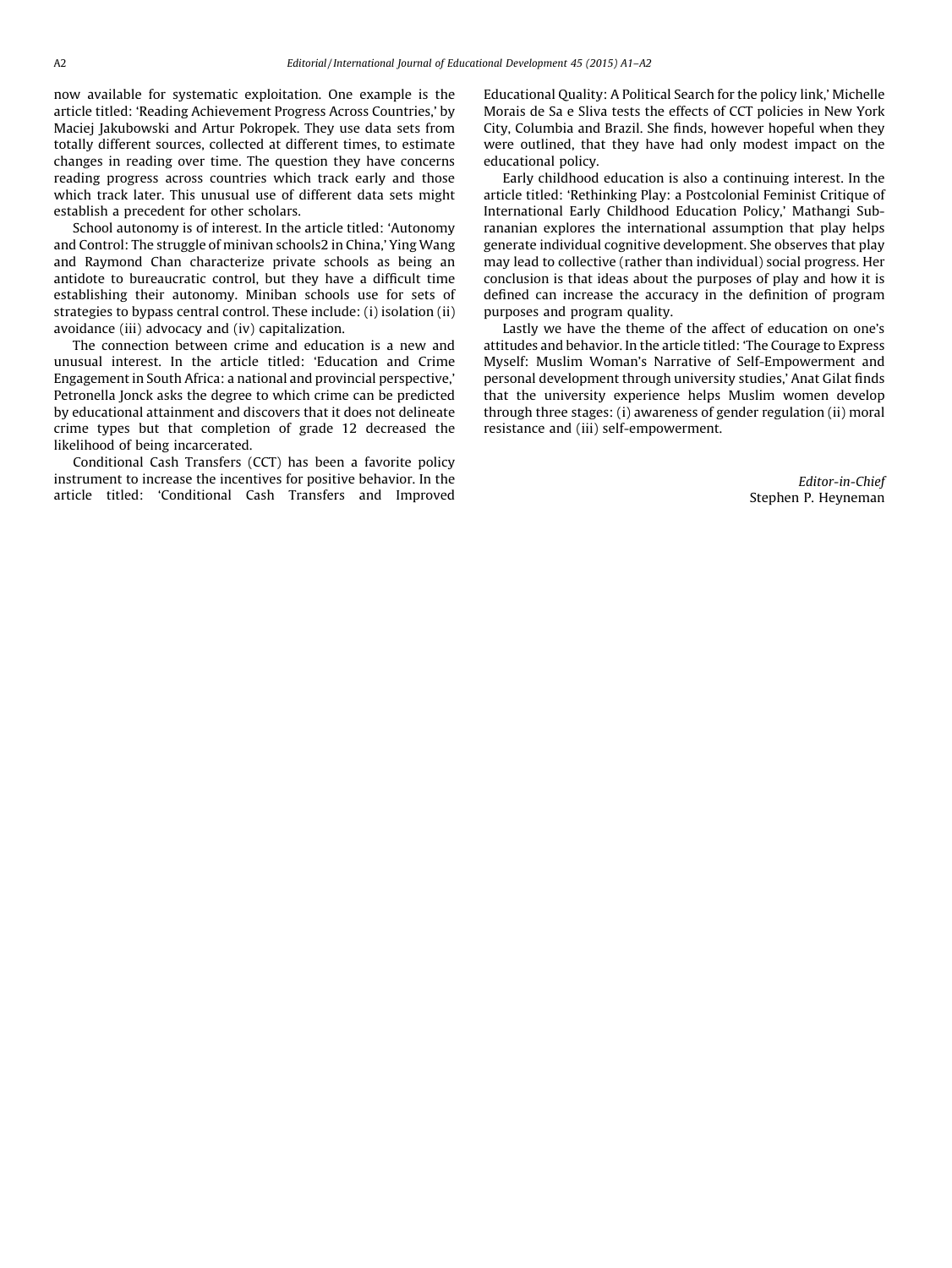now available for systematic exploitation. One example is the article titled: 'Reading Achievement Progress Across Countries,' by Maciej Jakubowski and Artur Pokropek. They use data sets from totally different sources, collected at different times, to estimate changes in reading over time. The question they have concerns reading progress across countries which track early and those which track later. This unusual use of different data sets might establish a precedent for other scholars.

School autonomy is of interest. In the article titled: 'Autonomy and Control: The struggle of minivan schools2 in China,' Ying Wang and Raymond Chan characterize private schools as being an antidote to bureaucratic control, but they have a difficult time establishing their autonomy. Miniban schools use for sets of strategies to bypass central control. These include: (i) isolation (ii) avoidance (iii) advocacy and (iv) capitalization.

The connection between crime and education is a new and unusual interest. In the article titled: 'Education and Crime Engagement in South Africa: a national and provincial perspective,' Petronella Jonck asks the degree to which crime can be predicted by educational attainment and discovers that it does not delineate crime types but that completion of grade 12 decreased the likelihood of being incarcerated.

Conditional Cash Transfers (CCT) has been a favorite policy instrument to increase the incentives for positive behavior. In the article titled: 'Conditional Cash Transfers and Improved Educational Quality: A Political Search for the policy link,' Michelle Morais de Sa e Sliva tests the effects of CCT policies in New York City, Columbia and Brazil. She finds, however hopeful when they were outlined, that they have had only modest impact on the educational policy.

Early childhood education is also a continuing interest. In the article titled: 'Rethinking Play: a Postcolonial Feminist Critique of International Early Childhood Education Policy,' Mathangi Subrananian explores the international assumption that play helps generate individual cognitive development. She observes that play may lead to collective (rather than individual) social progress. Her conclusion is that ideas about the purposes of play and how it is defined can increase the accuracy in the definition of program purposes and program quality.

Lastly we have the theme of the affect of education on one's attitudes and behavior. In the article titled: 'The Courage to Express Myself: Muslim Woman's Narrative of Self-Empowerment and personal development through university studies,' Anat Gilat finds that the university experience helps Muslim women develop through three stages: (i) awareness of gender regulation (ii) moral resistance and (iii) self-empowerment.

*Editor-in-Chief*
Stephen P. Heyneman